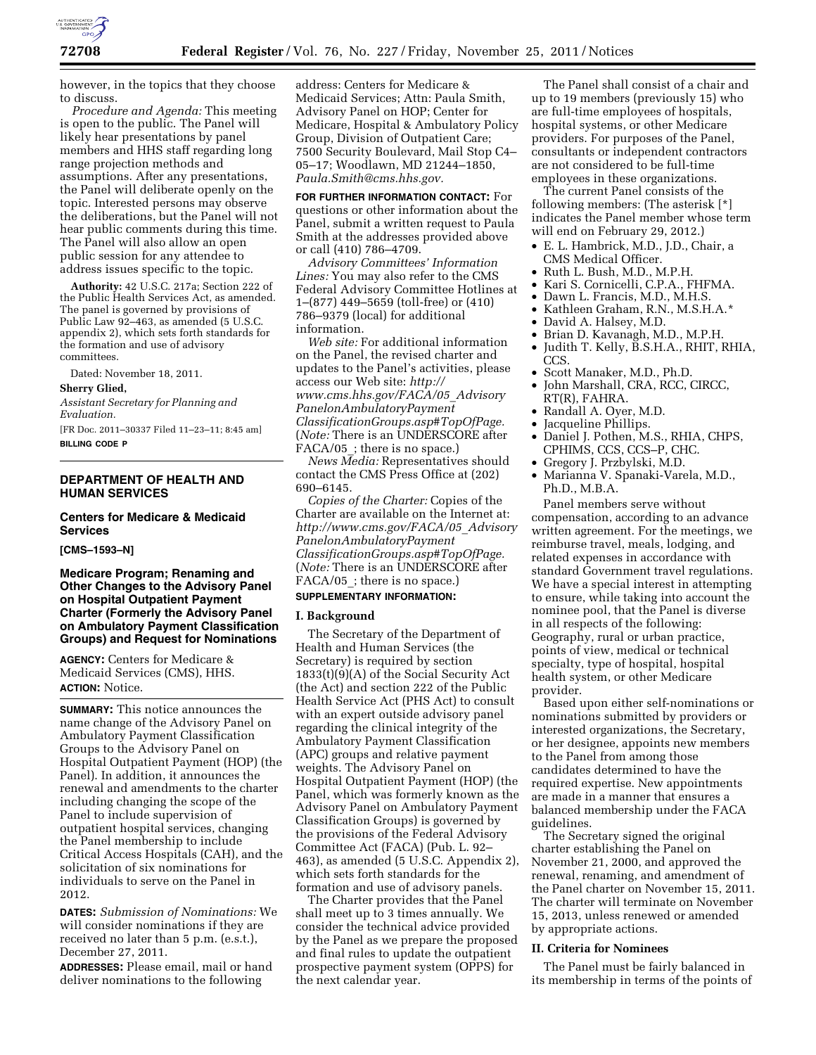however, in the topics that they choose to discuss.

*Procedure and Agenda:* This meeting is open to the public. The Panel will likely hear presentations by panel members and HHS staff regarding long range projection methods and assumptions. After any presentations, the Panel will deliberate openly on the topic. Interested persons may observe the deliberations, but the Panel will not hear public comments during this time. The Panel will also allow an open public session for any attendee to address issues specific to the topic.

**Authority:** 42 U.S.C. 217a; Section 222 of the Public Health Services Act, as amended. The panel is governed by provisions of Public Law 92–463, as amended (5 U.S.C. appendix 2), which sets forth standards for the formation and use of advisory committees.

Dated: November 18, 2011.

**Sherry Glied,**

*Assistant Secretary for Planning and Evaluation.*

[FR Doc. 2011–30337 Filed 11–23–11; 8:45 am]

**BILLING CODE P**

## DEPARTMENT OF HEALTH AND HUMAN SERVICES

### Centers for Medicare & Medicaid Services

**[CMS–1593–N]**

### Medicare Program; Renaming and Other Changes to the Advisory Panel on Hospital Outpatient Payment Charter (Formerly the Advisory Panel on Ambulatory Payment Classification Groups) and Request for Nominations

**AGENCY:** Centers for Medicare & Medicaid Services (CMS), HHS.

**ACTION:** Notice.

**SUMMARY:** This notice announces the name change of the Advisory Panel on Ambulatory Payment Classification Groups to the Advisory Panel on Hospital Outpatient Payment (HOP) (the Panel). In addition, it announces the renewal and amendments to the charter including changing the scope of the Panel to include supervision of outpatient hospital services, changing the Panel membership to include Critical Access Hospitals (CAH), and the solicitation of six nominations for individuals to serve on the Panel in 2012.

**DATES:** *Submission of Nominations:* We will consider nominations if they are received no later than 5 p.m. (e.s.t.), December 27, 2011.

**ADDRESSES:** Please email, mail or hand deliver nominations to the following address: Centers for Medicare & Medicaid Services; Attn: Paula Smith, Advisory Panel on HOP; Center for Medicare, Hospital & Ambulatory Policy Group, Division of Outpatient Care; 7500 Security Boulevard, Mail Stop C4–05–17; Woodlawn, MD 21244–1850, *Paula.Smith@cms.hhs.gov.*

**FOR FURTHER INFORMATION CONTACT:** For questions or other information about the Panel, submit a written request to Paula Smith at the addresses provided above or call (410) 786–4709.

*Advisory Committees' Information Lines:* You may also refer to the CMS Federal Advisory Committee Hotlines at 1–(877) 449–5659 (toll-free) or (410) 786–9379 (local) for additional information.

*Web site:* For additional information on the Panel, the revised charter and updates to the Panel's activities, please access our Web site: *http://www.cms.hhs.gov/FACA/05_AdvisoryPanelonAmbulatoryPaymentClassificationGroups.asp#TopOfPage.* (*Note:* There is an UNDERSCORE after FACA/05_; there is no space.)

*News Media:* Representatives should contact the CMS Press Office at (202) 690–6145.

*Copies of the Charter:* Copies of the Charter are available on the Internet at: *http://www.cms.gov/FACA/05_AdvisoryPanelonAmbulatoryPaymentClassificationGroups.asp#TopOfPage.* (*Note:* There is an UNDERSCORE after FACA/05_; there is no space.)

**SUPPLEMENTARY INFORMATION:**

## I. Background

The Secretary of the Department of Health and Human Services (the Secretary) is required by section 1833(t)(9)(A) of the Social Security Act (the Act) and section 222 of the Public Health Service Act (PHS Act) to consult with an expert outside advisory panel regarding the clinical integrity of the Ambulatory Payment Classification (APC) groups and relative payment weights. The Advisory Panel on Hospital Outpatient Payment (HOP) (the Panel, which was formerly known as the Advisory Panel on Ambulatory Payment Classification Groups) is governed by the provisions of the Federal Advisory Committee Act (FACA) (Pub. L. 92–463), as amended (5 U.S.C. Appendix 2), which sets forth standards for the formation and use of advisory panels.

The Charter provides that the Panel shall meet up to 3 times annually. We consider the technical advice provided by the Panel as we prepare the proposed and final rules to update the outpatient prospective payment system (OPPS) for the next calendar year.

The Panel shall consist of a chair and up to 19 members (previously 15) who are full-time employees of hospitals, hospital systems, or other Medicare providers. For purposes of the Panel, consultants or independent contractors are not considered to be full-time employees in these organizations.

The current Panel consists of the following members: (The asterisk [*] indicates the Panel member whose term will end on February 29, 2012.)

- E. L. Hambrick, M.D., J.D., Chair, a CMS Medical Officer.
- Ruth L. Bush, M.D., M.P.H.
- Kari S. Cornicelli, C.P.A., FHFMA.
- Dawn L. Francis, M.D., M.H.S.
- Kathleen Graham, R.N., M.S.H.A.*
- David A. Halsey, M.D.
- Brian D. Kavanagh, M.D., M.P.H.
- Judith T. Kelly, B.S.H.A., RHIT, RHIA, CCS.
- Scott Manaker, M.D., Ph.D.
- John Marshall, CRA, RCC, CIRCC, RT(R), FAHRA.
- Randall A. Oyer, M.D.
- Jacqueline Phillips.
- Daniel J. Pothen, M.S., RHIA, CHPS, CPHIMS, CCS, CCS–P, CHC.
- Gregory J. Przbylski, M.D.
- Marianna V. Spanaki-Varela, M.D., Ph.D., M.B.A.

Panel members serve without compensation, according to an advance written agreement. For the meetings, we reimburse travel, meals, lodging, and related expenses in accordance with standard Government travel regulations. We have a special interest in attempting to ensure, while taking into account the nominee pool, that the Panel is diverse in all respects of the following: Geography, rural or urban practice, points of view, medical or technical specialty, type of hospital, hospital health system, or other Medicare provider.

Based upon either self-nominations or nominations submitted by providers or interested organizations, the Secretary, or her designee, appoints new members to the Panel from among those candidates determined to have the required expertise. New appointments are made in a manner that ensures a balanced membership under the FACA guidelines.

The Secretary signed the original charter establishing the Panel on November 21, 2000, and approved the renewal, renaming, and amendment of the Panel charter on November 15, 2011. The charter will terminate on November 15, 2013, unless renewed or amended by appropriate actions.

## II. Criteria for Nominees

The Panel must be fairly balanced in its membership in terms of the points of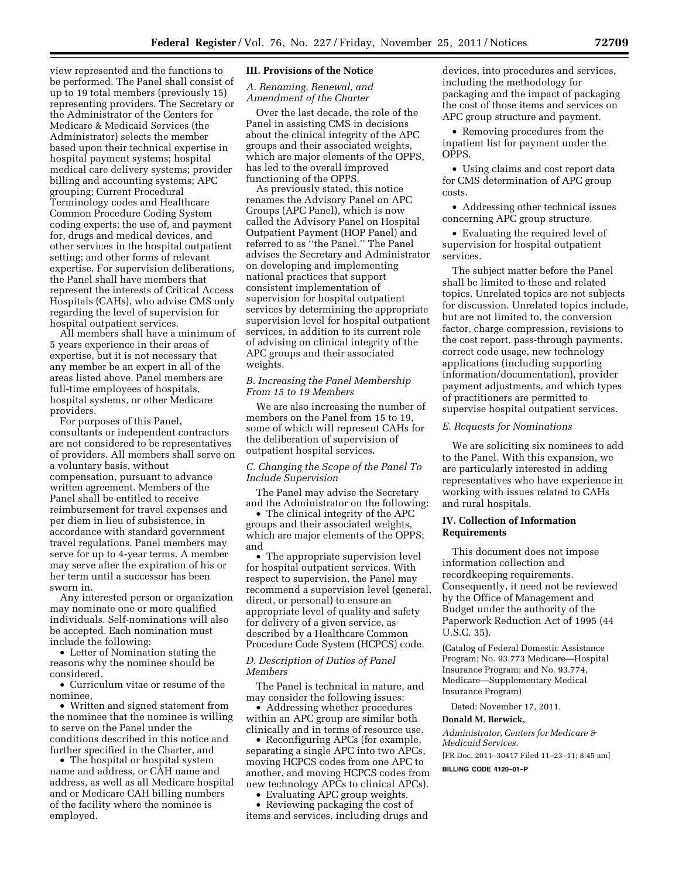view represented and the functions to be performed. The Panel shall consist of up to 19 total members (previously 15) representing providers. The Secretary or the Administrator of the Centers for Medicare & Medicaid Services (the Administrator) selects the member based upon their technical expertise in hospital payment systems; hospital medical care delivery systems; provider billing and accounting systems; APC grouping; Current Procedural Terminology codes and Healthcare Common Procedure Coding System coding experts; the use of, and payment for, drugs and medical devices, and other services in the hospital outpatient setting; and other forms of relevant expertise. For supervision deliberations, the Panel shall have members that represent the interests of Critical Access Hospitals (CAHs), who advise CMS only regarding the level of supervision for hospital outpatient services.

All members shall have a minimum of 5 years experience in their areas of expertise, but it is not necessary that any member be an expert in all of the areas listed above. Panel members are full-time employees of hospitals, hospital systems, or other Medicare providers.

For purposes of this Panel, consultants or independent contractors are not considered to be representatives of providers. All members shall serve on a voluntary basis, without compensation, pursuant to advance written agreement. Members of the Panel shall be entitled to receive reimbursement for travel expenses and per diem in lieu of subsistence, in accordance with standard government travel regulations. Panel members may serve for up to 4-year terms. A member may serve after the expiration of his or her term until a successor has been sworn in.

Any interested person or organization may nominate one or more qualified individuals. Self-nominations will also be accepted. Each nomination must include the following:

- Letter of Nomination stating the reasons why the nominee should be considered,
- Curriculum vitae or resume of the nominee,
- Written and signed statement from the nominee that the nominee is willing to serve on the Panel under the conditions described in this notice and further specified in the Charter, and
- The hospital or hospital system name and address, or CAH name and address, as well as all Medicare hospital and or Medicare CAH billing numbers of the facility where the nominee is employed.

## III. Provisions of the Notice

### *A. Renaming, Renewal, and Amendment of the Charter*

Over the last decade, the role of the Panel in assisting CMS in decisions about the clinical integrity of the APC groups and their associated weights, which are major elements of the OPPS, has led to the overall improved functioning of the OPPS.

As previously stated, this notice renames the Advisory Panel on APC Groups (APC Panel), which is now called the Advisory Panel on Hospital Outpatient Payment (HOP Panel) and referred to as ''the Panel.'' The Panel advises the Secretary and Administrator on developing and implementing national practices that support consistent implementation of supervision for hospital outpatient services by determining the appropriate supervision level for hospital outpatient services, in addition to its current role of advising on clinical integrity of the APC groups and their associated weights.

### *B. Increasing the Panel Membership From 15 to 19 Members*

We are also increasing the number of members on the Panel from 15 to 19, some of which will represent CAHs for the deliberation of supervision of outpatient hospital services.

### *C. Changing the Scope of the Panel To Include Supervision*

The Panel may advise the Secretary and the Administrator on the following:

- The clinical integrity of the APC groups and their associated weights, which are major elements of the OPPS; and
- The appropriate supervision level for hospital outpatient services. With respect to supervision, the Panel may recommend a supervision level (general, direct, or personal) to ensure an appropriate level of quality and safety for delivery of a given service, as described by a Healthcare Common Procedure Code System (HCPCS) code.

### *D. Description of Duties of Panel Members*

The Panel is technical in nature, and may consider the following issues:

- Addressing whether procedures within an APC group are similar both clinically and in terms of resource use.
- Reconfiguring APCs (for example, separating a single APC into two APCs, moving HCPCS codes from one APC to another, and moving HCPCS codes from new technology APCs to clinical APCs).
- Evaluating APC group weights.
- Reviewing packaging the cost of items and services, including drugs and devices, into procedures and services, including the methodology for packaging and the impact of packaging the cost of those items and services on APC group structure and payment.
- Removing procedures from the inpatient list for payment under the OPPS.
- Using claims and cost report data for CMS determination of APC group costs.
- Addressing other technical issues concerning APC group structure.
- Evaluating the required level of supervision for hospital outpatient services.

The subject matter before the Panel shall be limited to these and related topics. Unrelated topics are not subjects for discussion. Unrelated topics include, but are not limited to, the conversion factor, charge compression, revisions to the cost report, pass-through payments, correct code usage, new technology applications (including supporting information/documentation), provider payment adjustments, and which types of practitioners are permitted to supervise hospital outpatient services.

### *E. Requests for Nominations*

We are soliciting six nominees to add to the Panel. With this expansion, we are particularly interested in adding representatives who have experience in working with issues related to CAHs and rural hospitals.

## IV. Collection of Information Requirements

This document does not impose information collection and recordkeeping requirements. Consequently, it need not be reviewed by the Office of Management and Budget under the authority of the Paperwork Reduction Act of 1995 (44 U.S.C. 35).

(Catalog of Federal Domestic Assistance Program; No. 93.773 Medicare—Hospital Insurance Program; and No. 93.774, Medicare—Supplementary Medical Insurance Program)

Dated: November 17, 2011.

**Donald M. Berwick,**

*Administrator, Centers for Medicare & Medicaid Services.*

[FR Doc. 2011–30417 Filed 11–23–11; 8:45 am]

**BILLING CODE 4120–01–P**